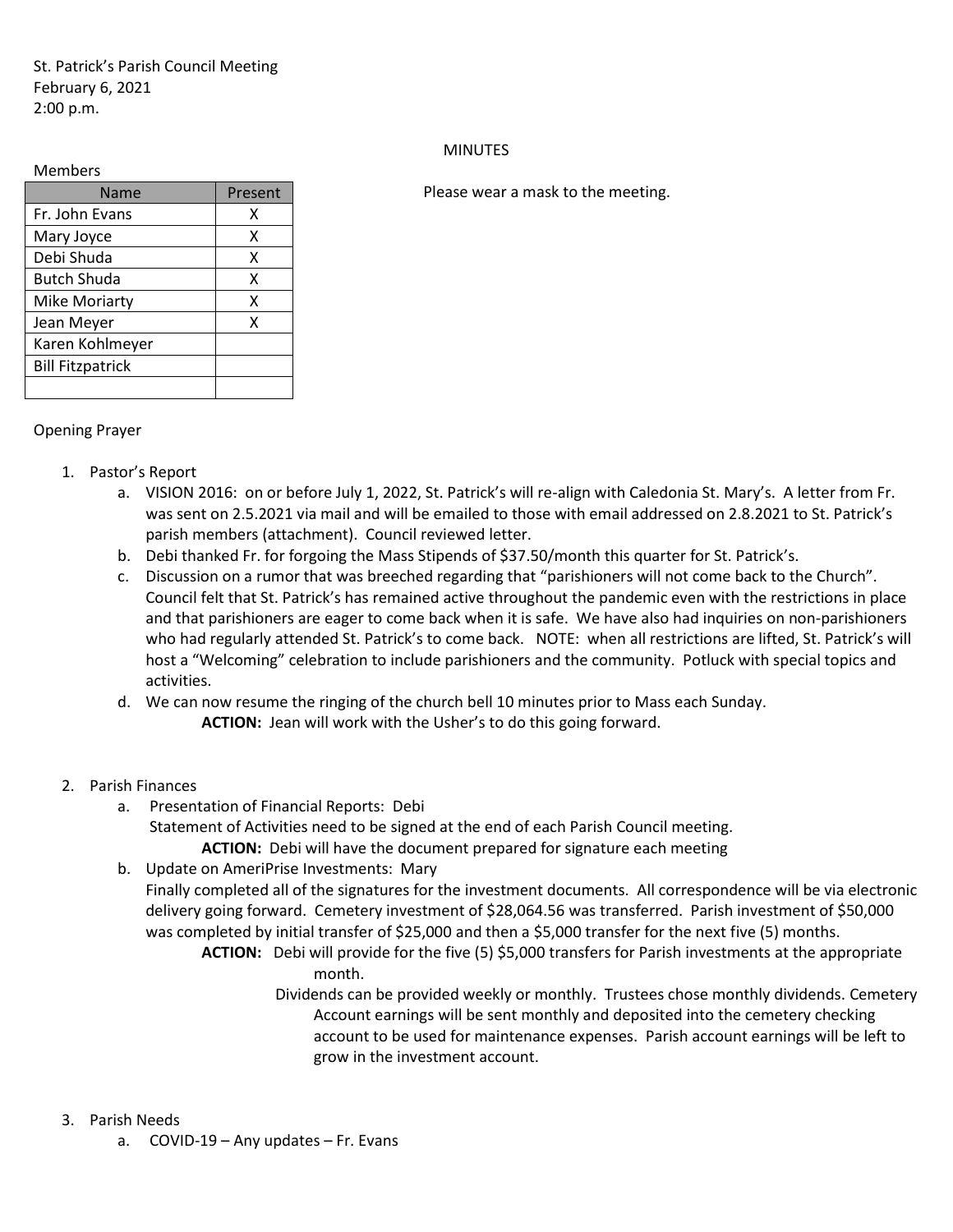St. Patrick's Parish Council Meeting
February 6, 2021
2:00 p.m.

MINUTES

Please wear a mask to the meeting.

Members

| Name | Present |
|---|---|
| Fr. John Evans | X |
| Mary Joyce | X |
| Debi Shuda | X |
| Butch Shuda | X |
| Mike Moriarty | X |
| Jean Meyer | X |
| Karen Kohlmeyer | |
| Bill Fitzpatrick | |
| | |

Opening Prayer

1. Pastor's Report
   a. VISION 2016: on or before July 1, 2022, St. Patrick's will re-align with Caledonia St. Mary's. A letter from Fr. was sent on 2.5.2021 via mail and will be emailed to those with email addressed on 2.8.2021 to St. Patrick's parish members (attachment). Council reviewed letter.
   b. Debi thanked Fr. for forgoing the Mass Stipends of $37.50/month this quarter for St. Patrick's.
   c. Discussion on a rumor that was breeched regarding that "parishioners will not come back to the Church". Council felt that St. Patrick's has remained active throughout the pandemic even with the restrictions in place and that parishioners are eager to come back when it is safe. We have also had inquiries on non-parishioners who had regularly attended St. Patrick's to come back. NOTE: when all restrictions are lifted, St. Patrick's will host a "Welcoming" celebration to include parishioners and the community. Potluck with special topics and activities.
   d. We can now resume the ringing of the church bell 10 minutes prior to Mass each Sunday.
      **ACTION:** Jean will work with the Usher's to do this going forward.

2. Parish Finances
   a. Presentation of Financial Reports: Debi
      Statement of Activities need to be signed at the end of each Parish Council meeting.
      **ACTION:** Debi will have the document prepared for signature each meeting
   b. Update on AmeriPrise Investments: Mary
      Finally completed all of the signatures for the investment documents. All correspondence will be via electronic delivery going forward. Cemetery investment of $28,064.56 was transferred. Parish investment of $50,000 was completed by initial transfer of $25,000 and then a $5,000 transfer for the next five (5) months.
      **ACTION:** Debi will provide for the five (5) $5,000 transfers for Parish investments at the appropriate month.
      Dividends can be provided weekly or monthly. Trustees chose monthly dividends. Cemetery Account earnings will be sent monthly and deposited into the cemetery checking account to be used for maintenance expenses. Parish account earnings will be left to grow in the investment account.

3. Parish Needs
   a. COVID-19 – Any updates – Fr. Evans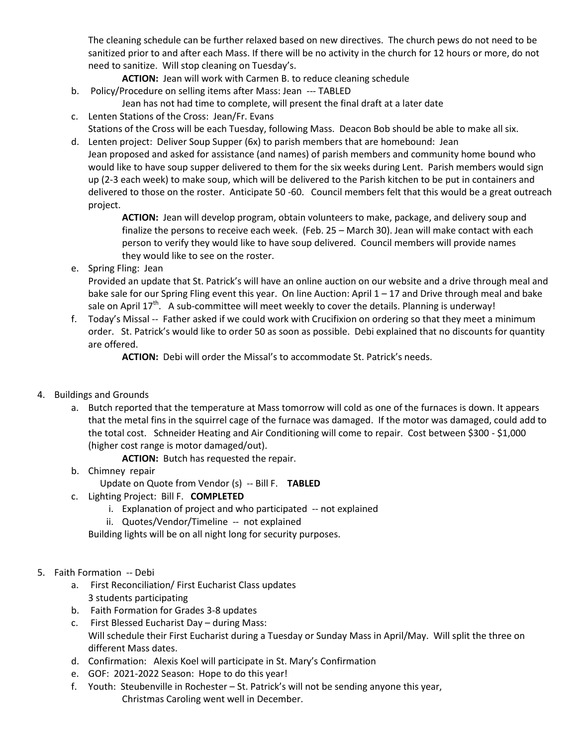The cleaning schedule can be further relaxed based on new directives. The church pews do not need to be sanitized prior to and after each Mass. If there will be no activity in the church for 12 hours or more, do not need to sanitize. Will stop cleaning on Tuesday's.

**ACTION:** Jean will work with Carmen B. to reduce cleaning schedule

b. Policy/Procedure on selling items after Mass: Jean --- TABLED

Jean has not had time to complete, will present the final draft at a later date

c. Lenten Stations of the Cross: Jean/Fr. Evans

Stations of the Cross will be each Tuesday, following Mass. Deacon Bob should be able to make all six.

d. Lenten project: Deliver Soup Supper (6x) to parish members that are homebound: Jean

Jean proposed and asked for assistance (and names) of parish members and community home bound who would like to have soup supper delivered to them for the six weeks during Lent. Parish members would sign up (2-3 each week) to make soup, which will be delivered to the Parish kitchen to be put in containers and delivered to those on the roster. Anticipate 50 -60. Council members felt that this would be a great outreach project.

**ACTION:** Jean will develop program, obtain volunteers to make, package, and delivery soup and finalize the persons to receive each week. (Feb. 25 – March 30). Jean will make contact with each person to verify they would like to have soup delivered. Council members will provide names they would like to see on the roster.

e. Spring Fling: Jean

Provided an update that St. Patrick's will have an online auction on our website and a drive through meal and bake sale for our Spring Fling event this year. On line Auction: April 1 – 17 and Drive through meal and bake sale on April 17th. A sub-committee will meet weekly to cover the details. Planning is underway!

f. Today's Missal -- Father asked if we could work with Crucifixion on ordering so that they meet a minimum order. St. Patrick's would like to order 50 as soon as possible. Debi explained that no discounts for quantity are offered.

**ACTION:** Debi will order the Missal's to accommodate St. Patrick's needs.

4. Buildings and Grounds

a. Butch reported that the temperature at Mass tomorrow will cold as one of the furnaces is down. It appears that the metal fins in the squirrel cage of the furnace was damaged. If the motor was damaged, could add to the total cost. Schneider Heating and Air Conditioning will come to repair. Cost between $300 - $1,000 (higher cost range is motor damaged/out).

**ACTION:** Butch has requested the repair.

b. Chimney repair

Update on Quote from Vendor (s) -- Bill F. **TABLED**

c. Lighting Project: Bill F. **COMPLETED**

i. Explanation of project and who participated -- not explained

ii. Quotes/Vendor/Timeline -- not explained

Building lights will be on all night long for security purposes.

5. Faith Formation -- Debi

a. First Reconciliation/ First Eucharist Class updates

3 students participating

b. Faith Formation for Grades 3-8 updates

c. First Blessed Eucharist Day – during Mass:

Will schedule their First Eucharist during a Tuesday or Sunday Mass in April/May. Will split the three on different Mass dates.

d. Confirmation: Alexis Koel will participate in St. Mary's Confirmation

e. GOF: 2021-2022 Season: Hope to do this year!

f. Youth: Steubenville in Rochester – St. Patrick's will not be sending anyone this year,

Christmas Caroling went well in December.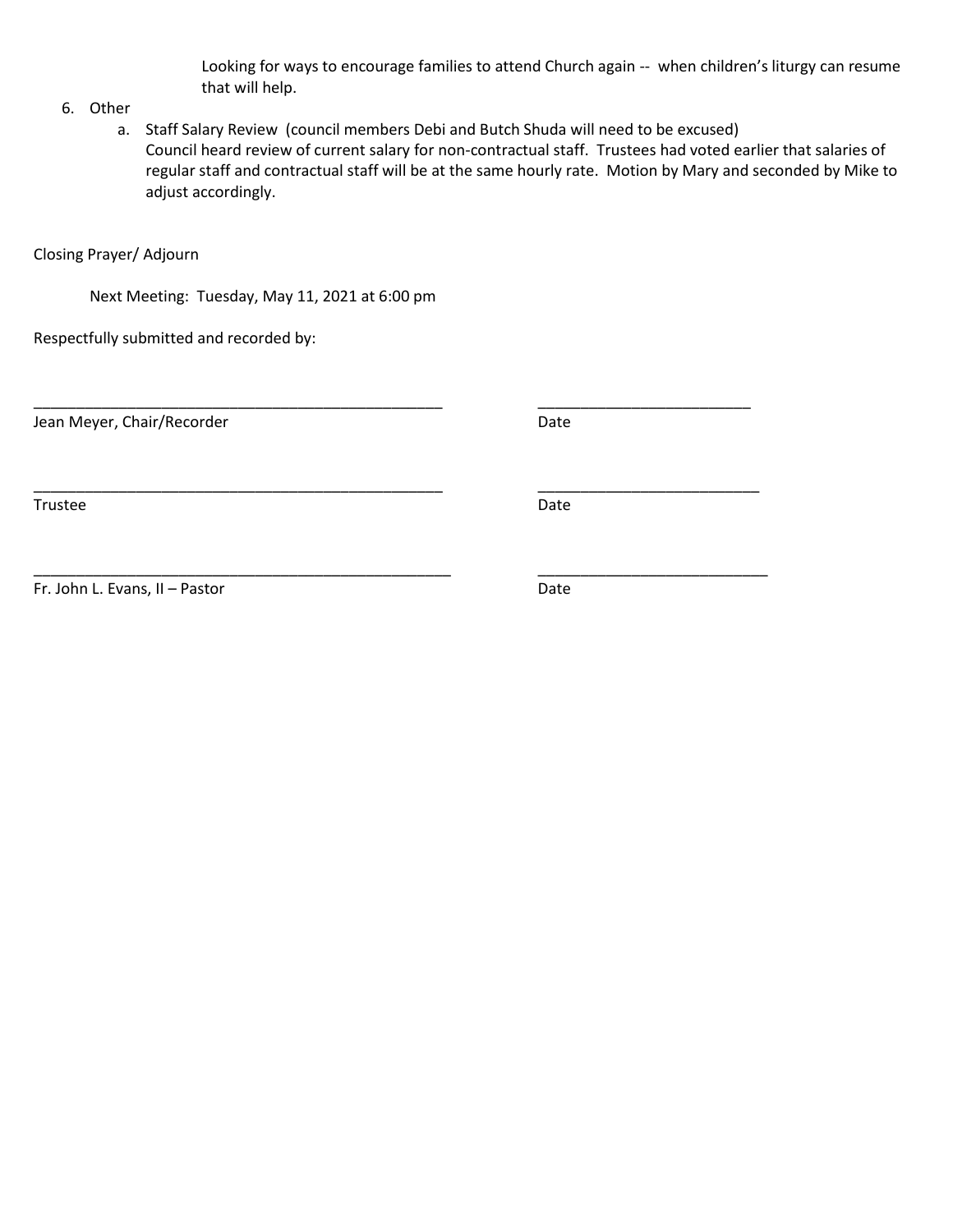Looking for ways to encourage families to attend Church again -- when children's liturgy can resume that will help.

6. Other
   a. Staff Salary Review (council members Debi and Butch Shuda will need to be excused)
      Council heard review of current salary for non-contractual staff. Trustees had voted earlier that salaries of regular staff and contractual staff will be at the same hourly rate. Motion by Mary and seconded by Mike to adjust accordingly.

Closing Prayer/ Adjourn

Next Meeting: Tuesday, May 11, 2021 at 6:00 pm

Respectfully submitted and recorded by:

\_\_\_\_\_\_\_\_\_\_\_\_\_\_\_\_\_\_\_\_\_\_\_\_\_\_\_\_\_\_\_\_\_\_\_\_\_\_\_\_\_\_\_\_\_\_\_\_\_\_ \_\_\_\_\_\_\_\_\_\_\_\_\_\_\_\_\_\_\_\_\_\_\_\_\_\_

Jean Meyer, Chair/Recorder Date

\_\_\_\_\_\_\_\_\_\_\_\_\_\_\_\_\_\_\_\_\_\_\_\_\_\_\_\_\_\_\_\_\_\_\_\_\_\_\_\_\_\_\_\_\_\_\_\_\_\_ \_\_\_\_\_\_\_\_\_\_\_\_\_\_\_\_\_\_\_\_\_\_\_\_\_\_

Trustee Date

\_\_\_\_\_\_\_\_\_\_\_\_\_\_\_\_\_\_\_\_\_\_\_\_\_\_\_\_\_\_\_\_\_\_\_\_\_\_\_\_\_\_\_\_\_\_\_\_\_\_ \_\_\_\_\_\_\_\_\_\_\_\_\_\_\_\_\_\_\_\_\_\_\_\_\_\_

Fr. John L. Evans, II – Pastor Date